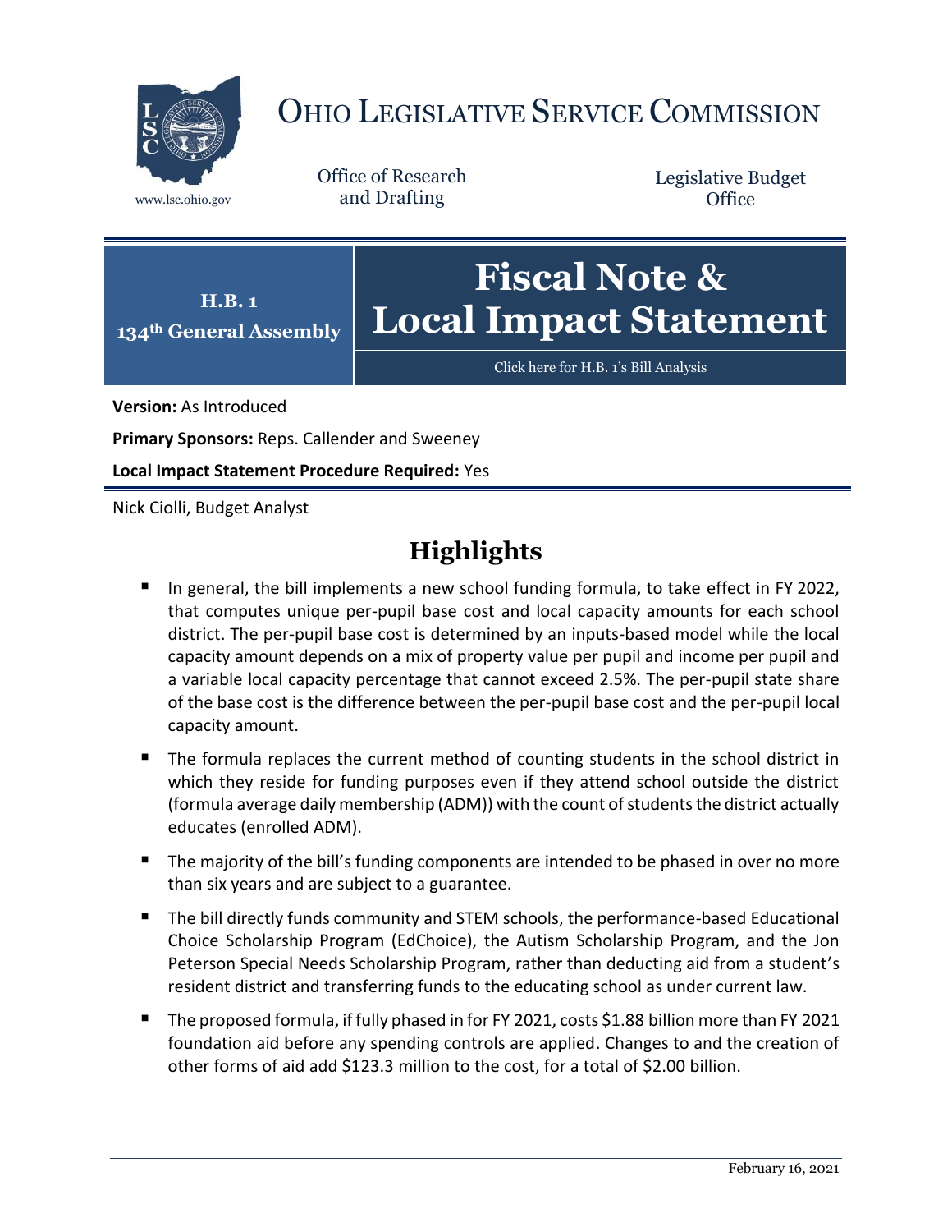# OHIO LEGISLATIVE SERVICE COMMISSION

www.lsc.ohio.gov

Office of Research and Drafting

Legislative Budget Office

**H.B. 1**
**134th General Assembly**

# Fiscal Note & Local Impact Statement

Click here for H.B. 1's Bill Analysis

**Version:** As Introduced

**Primary Sponsors:** Reps. Callender and Sweeney

**Local Impact Statement Procedure Required:** Yes

Nick Ciolli, Budget Analyst

## Highlights

- In general, the bill implements a new school funding formula, to take effect in FY 2022, that computes unique per-pupil base cost and local capacity amounts for each school district. The per-pupil base cost is determined by an inputs-based model while the local capacity amount depends on a mix of property value per pupil and income per pupil and a variable local capacity percentage that cannot exceed 2.5%. The per-pupil state share of the base cost is the difference between the per-pupil base cost and the per-pupil local capacity amount.
- The formula replaces the current method of counting students in the school district in which they reside for funding purposes even if they attend school outside the district (formula average daily membership (ADM)) with the count of students the district actually educates (enrolled ADM).
- The majority of the bill's funding components are intended to be phased in over no more than six years and are subject to a guarantee.
- The bill directly funds community and STEM schools, the performance-based Educational Choice Scholarship Program (EdChoice), the Autism Scholarship Program, and the Jon Peterson Special Needs Scholarship Program, rather than deducting aid from a student's resident district and transferring funds to the educating school as under current law.
- The proposed formula, if fully phased in for FY 2021, costs $1.88 billion more than FY 2021 foundation aid before any spending controls are applied. Changes to and the creation of other forms of aid add $123.3 million to the cost, for a total of $2.00 billion.

February 16, 2021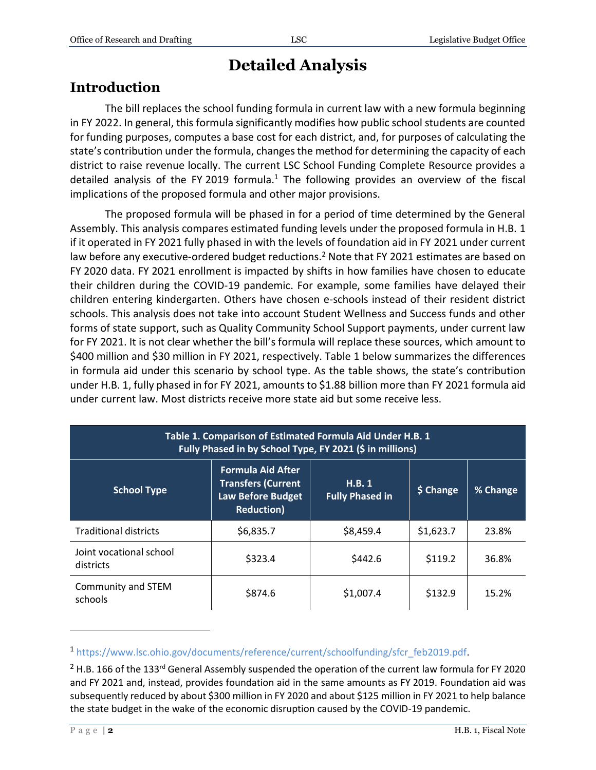# Detailed Analysis

## Introduction

The bill replaces the school funding formula in current law with a new formula beginning in FY 2022. In general, this formula significantly modifies how public school students are counted for funding purposes, computes a base cost for each district, and, for purposes of calculating the state's contribution under the formula, changes the method for determining the capacity of each district to raise revenue locally. The current LSC School Funding Complete Resource provides a detailed analysis of the FY 2019 formula.[1] The following provides an overview of the fiscal implications of the proposed formula and other major provisions.

The proposed formula will be phased in for a period of time determined by the General Assembly. This analysis compares estimated funding levels under the proposed formula in H.B. 1 if it operated in FY 2021 fully phased in with the levels of foundation aid in FY 2021 under current law before any executive-ordered budget reductions.[2] Note that FY 2021 estimates are based on FY 2020 data. FY 2021 enrollment is impacted by shifts in how families have chosen to educate their children during the COVID-19 pandemic. For example, some families have delayed their children entering kindergarten. Others have chosen e-schools instead of their resident district schools. This analysis does not take into account Student Wellness and Success funds and other forms of state support, such as Quality Community School Support payments, under current law for FY 2021. It is not clear whether the bill's formula will replace these sources, which amount to $400 million and $30 million in FY 2021, respectively. Table 1 below summarizes the differences in formula aid under this scenario by school type. As the table shows, the state's contribution under H.B. 1, fully phased in for FY 2021, amounts to $1.88 billion more than FY 2021 formula aid under current law. Most districts receive more state aid but some receive less.

**Table 1. Comparison of Estimated Formula Aid Under H.B. 1 Fully Phased in by School Type, FY 2021 ($ in millions)**

| School Type | Formula Aid After Transfers (Current Law Before Budget Reduction) | H.B. 1 Fully Phased in | $ Change | % Change |
|---|---|---|---|---|
| Traditional districts | $6,835.7 | $8,459.4 | $1,623.7 | 23.8% |
| Joint vocational school districts | $323.4 | $442.6 | $119.2 | 36.8% |
| Community and STEM schools | $874.6 | $1,007.4 | $132.9 | 15.2% |

[1] https://www.lsc.ohio.gov/documents/reference/current/schoolfunding/sfcr_feb2019.pdf.

[2] H.B. 166 of the 133rd General Assembly suspended the operation of the current law formula for FY 2020 and FY 2021 and, instead, provides foundation aid in the same amounts as FY 2019. Foundation aid was subsequently reduced by about $300 million in FY 2020 and about $125 million in FY 2021 to help balance the state budget in the wake of the economic disruption caused by the COVID-19 pandemic.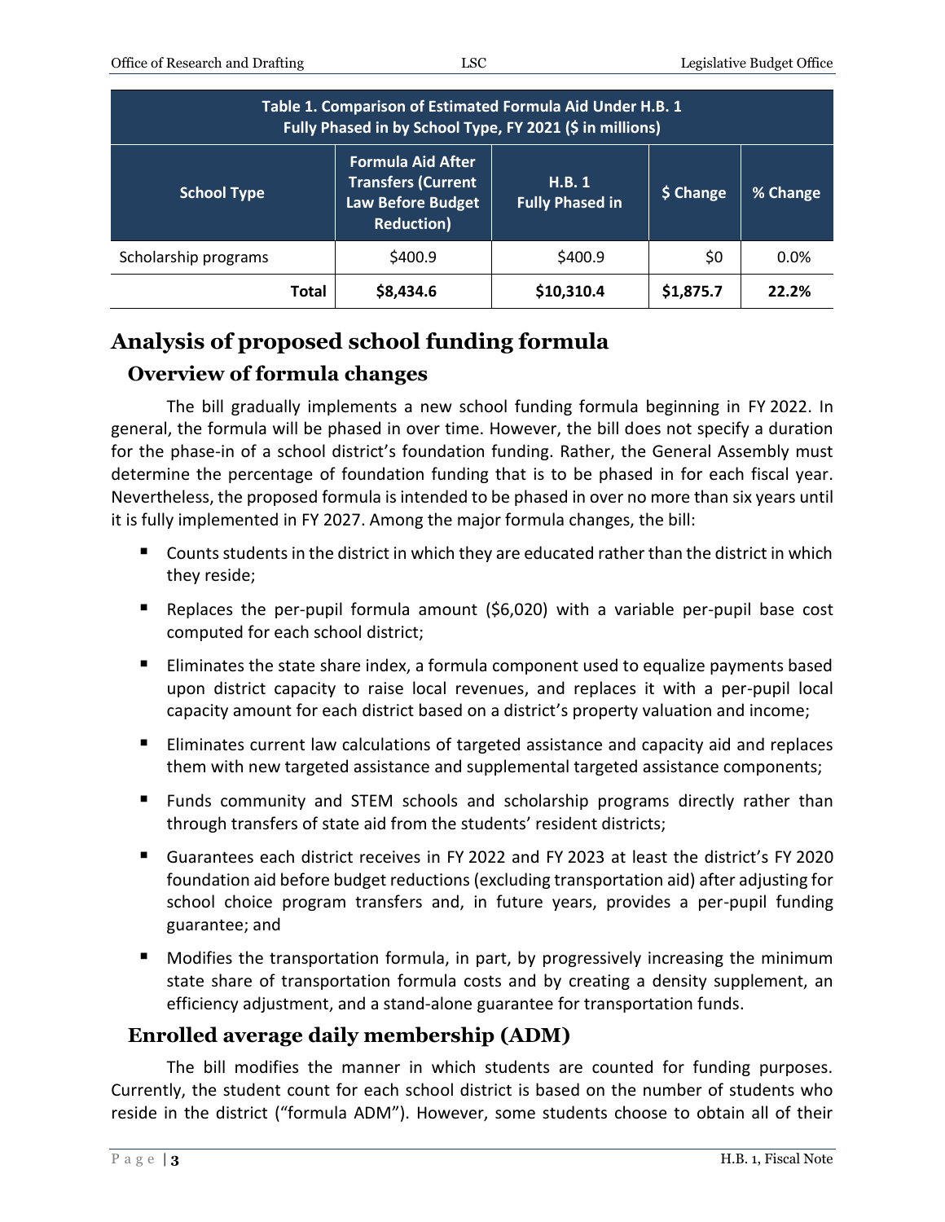| Table 1. Comparison of Estimated Formula Aid Under H.B. 1 Fully Phased in by School Type, FY 2021 ($ in millions) | | | | |
|---|---|---|---|---|
| School Type | Formula Aid After Transfers (Current Law Before Budget Reduction) | H.B. 1 Fully Phased in | $ Change | % Change |
| Scholarship programs | $400.9 | $400.9 | $0 | 0.0% |
| **Total** | **$8,434.6** | **$10,310.4** | **$1,875.7** | **22.2%** |

# Analysis of proposed school funding formula

## Overview of formula changes

The bill gradually implements a new school funding formula beginning in FY 2022. In general, the formula will be phased in over time. However, the bill does not specify a duration for the phase-in of a school district's foundation funding. Rather, the General Assembly must determine the percentage of foundation funding that is to be phased in for each fiscal year. Nevertheless, the proposed formula is intended to be phased in over no more than six years until it is fully implemented in FY 2027. Among the major formula changes, the bill:

- Counts students in the district in which they are educated rather than the district in which they reside;
- Replaces the per-pupil formula amount ($6,020) with a variable per-pupil base cost computed for each school district;
- Eliminates the state share index, a formula component used to equalize payments based upon district capacity to raise local revenues, and replaces it with a per-pupil local capacity amount for each district based on a district's property valuation and income;
- Eliminates current law calculations of targeted assistance and capacity aid and replaces them with new targeted assistance and supplemental targeted assistance components;
- Funds community and STEM schools and scholarship programs directly rather than through transfers of state aid from the students' resident districts;
- Guarantees each district receives in FY 2022 and FY 2023 at least the district's FY 2020 foundation aid before budget reductions (excluding transportation aid) after adjusting for school choice program transfers and, in future years, provides a per-pupil funding guarantee; and
- Modifies the transportation formula, in part, by progressively increasing the minimum state share of transportation formula costs and by creating a density supplement, an efficiency adjustment, and a stand-alone guarantee for transportation funds.

## Enrolled average daily membership (ADM)

The bill modifies the manner in which students are counted for funding purposes. Currently, the student count for each school district is based on the number of students who reside in the district ("formula ADM"). However, some students choose to obtain all of their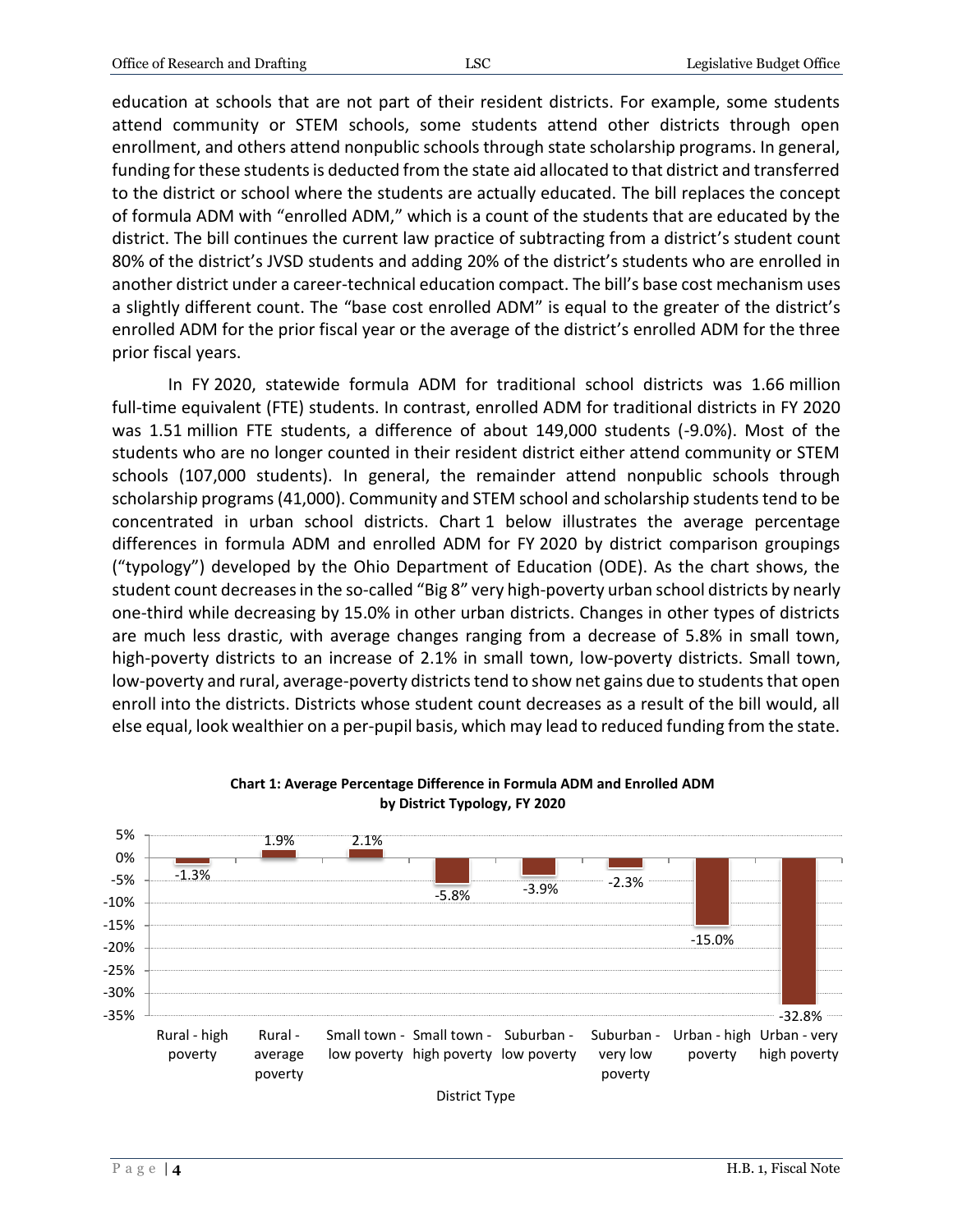education at schools that are not part of their resident districts. For example, some students attend community or STEM schools, some students attend other districts through open enrollment, and others attend nonpublic schools through state scholarship programs. In general, funding for these students is deducted from the state aid allocated to that district and transferred to the district or school where the students are actually educated. The bill replaces the concept of formula ADM with "enrolled ADM," which is a count of the students that are educated by the district. The bill continues the current law practice of subtracting from a district's student count 80% of the district's JVSD students and adding 20% of the district's students who are enrolled in another district under a career-technical education compact. The bill's base cost mechanism uses a slightly different count. The "base cost enrolled ADM" is equal to the greater of the district's enrolled ADM for the prior fiscal year or the average of the district's enrolled ADM for the three prior fiscal years.

In FY 2020, statewide formula ADM for traditional school districts was 1.66 million full-time equivalent (FTE) students. In contrast, enrolled ADM for traditional districts in FY 2020 was 1.51 million FTE students, a difference of about 149,000 students (-9.0%). Most of the students who are no longer counted in their resident district either attend community or STEM schools (107,000 students). In general, the remainder attend nonpublic schools through scholarship programs (41,000). Community and STEM school and scholarship students tend to be concentrated in urban school districts. Chart 1 below illustrates the average percentage differences in formula ADM and enrolled ADM for FY 2020 by district comparison groupings ("typology") developed by the Ohio Department of Education (ODE). As the chart shows, the student count decreases in the so-called "Big 8" very high-poverty urban school districts by nearly one-third while decreasing by 15.0% in other urban districts. Changes in other types of districts are much less drastic, with average changes ranging from a decrease of 5.8% in small town, high-poverty districts to an increase of 2.1% in small town, low-poverty districts. Small town, low-poverty and rural, average-poverty districts tend to show net gains due to students that open enroll into the districts. Districts whose student count decreases as a result of the bill would, all else equal, look wealthier on a per-pupil basis, which may lead to reduced funding from the state.

**Chart 1: Average Percentage Difference in Formula ADM and Enrolled ADM by District Typology, FY 2020**

| District Type | Percentage Difference |
|---|---|
| Rural - high poverty | -1.3% |
| Rural - average poverty | 1.9% |
| Small town - low poverty | 2.1% |
| Small town - high poverty | -5.8% |
| Suburban - low poverty | -3.9% |
| Suburban - very low poverty | -2.3% |
| Urban - high poverty | -15.0% |
| Urban - very high poverty | -32.8% |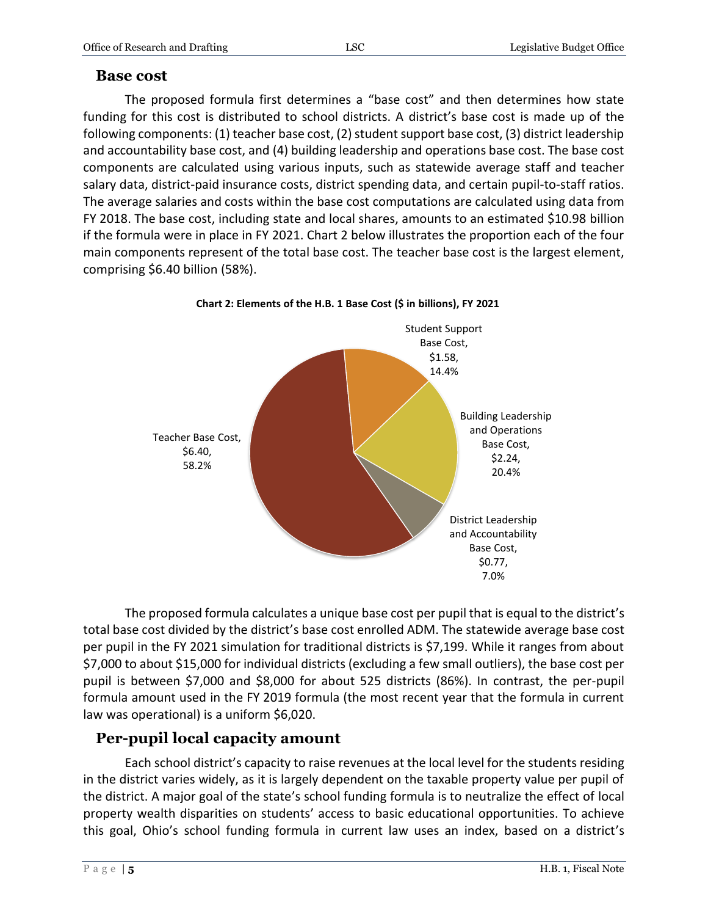## Base cost

The proposed formula first determines a "base cost" and then determines how state funding for this cost is distributed to school districts. A district's base cost is made up of the following components: (1) teacher base cost, (2) student support base cost, (3) district leadership and accountability base cost, and (4) building leadership and operations base cost. The base cost components are calculated using various inputs, such as statewide average staff and teacher salary data, district-paid insurance costs, district spending data, and certain pupil-to-staff ratios. The average salaries and costs within the base cost computations are calculated using data from FY 2018. The base cost, including state and local shares, amounts to an estimated $10.98 billion if the formula were in place in FY 2021. Chart 2 below illustrates the proportion each of the four main components represent of the total base cost. The teacher base cost is the largest element, comprising $6.40 billion (58%).

**Chart 2: Elements of the H.B. 1 Base Cost ($ in billions), FY 2021**

| Element | $ in billions | Percent |
|---|---|---|
| Teacher Base Cost | $6.40 | 58.2% |
| Student Support Base Cost | $1.58 | 14.4% |
| Building Leadership and Operations Base Cost | $2.24 | 20.4% |
| District Leadership and Accountability Base Cost | $0.77 | 7.0% |

The proposed formula calculates a unique base cost per pupil that is equal to the district's total base cost divided by the district's base cost enrolled ADM. The statewide average base cost per pupil in the FY 2021 simulation for traditional districts is $7,199. While it ranges from about $7,000 to about $15,000 for individual districts (excluding a few small outliers), the base cost per pupil is between $7,000 and $8,000 for about 525 districts (86%). In contrast, the per-pupil formula amount used in the FY 2019 formula (the most recent year that the formula in current law was operational) is a uniform $6,020.

## Per-pupil local capacity amount

Each school district's capacity to raise revenues at the local level for the students residing in the district varies widely, as it is largely dependent on the taxable property value per pupil of the district. A major goal of the state's school funding formula is to neutralize the effect of local property wealth disparities on students' access to basic educational opportunities. To achieve this goal, Ohio's school funding formula in current law uses an index, based on a district's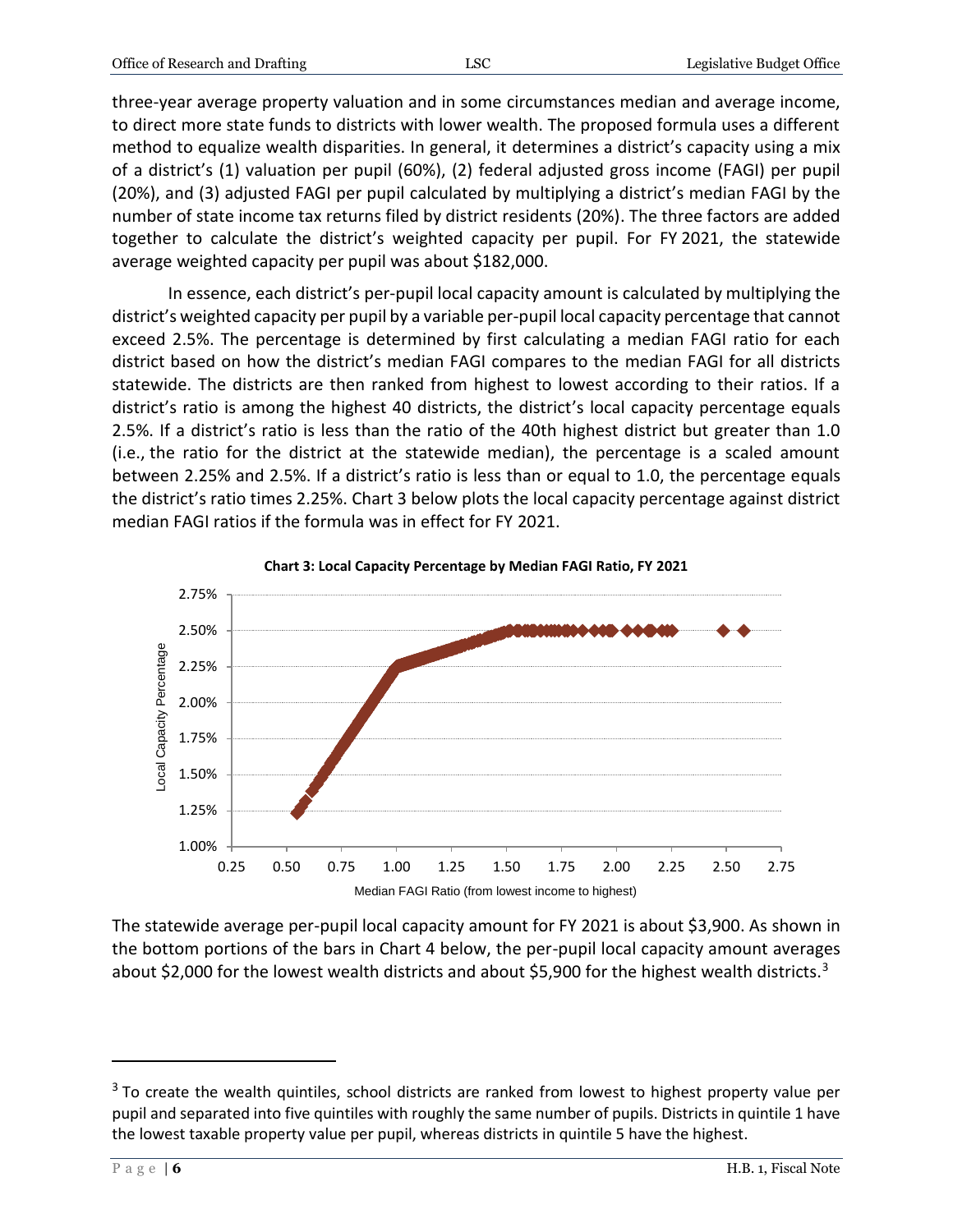three-year average property valuation and in some circumstances median and average income, to direct more state funds to districts with lower wealth. The proposed formula uses a different method to equalize wealth disparities. In general, it determines a district's capacity using a mix of a district's (1) valuation per pupil (60%), (2) federal adjusted gross income (FAGI) per pupil (20%), and (3) adjusted FAGI per pupil calculated by multiplying a district's median FAGI by the number of state income tax returns filed by district residents (20%). The three factors are added together to calculate the district's weighted capacity per pupil. For FY 2021, the statewide average weighted capacity per pupil was about $182,000.

In essence, each district's per-pupil local capacity amount is calculated by multiplying the district's weighted capacity per pupil by a variable per-pupil local capacity percentage that cannot exceed 2.5%. The percentage is determined by first calculating a median FAGI ratio for each district based on how the district's median FAGI compares to the median FAGI for all districts statewide. The districts are then ranked from highest to lowest according to their ratios. If a district's ratio is among the highest 40 districts, the district's local capacity percentage equals 2.5%. If a district's ratio is less than the ratio of the 40th highest district but greater than 1.0 (i.e., the ratio for the district at the statewide median), the percentage is a scaled amount between 2.25% and 2.5%. If a district's ratio is less than or equal to 1.0, the percentage equals the district's ratio times 2.25%. Chart 3 below plots the local capacity percentage against district median FAGI ratios if the formula was in effect for FY 2021.

**Chart 3: Local Capacity Percentage by Median FAGI Ratio, FY 2021**

The statewide average per-pupil local capacity amount for FY 2021 is about $3,900. As shown in the bottom portions of the bars in Chart 4 below, the per-pupil local capacity amount averages about $2,000 for the lowest wealth districts and about $5,900 for the highest wealth districts.[3]

[3] To create the wealth quintiles, school districts are ranked from lowest to highest property value per pupil and separated into five quintiles with roughly the same number of pupils. Districts in quintile 1 have the lowest taxable property value per pupil, whereas districts in quintile 5 have the highest.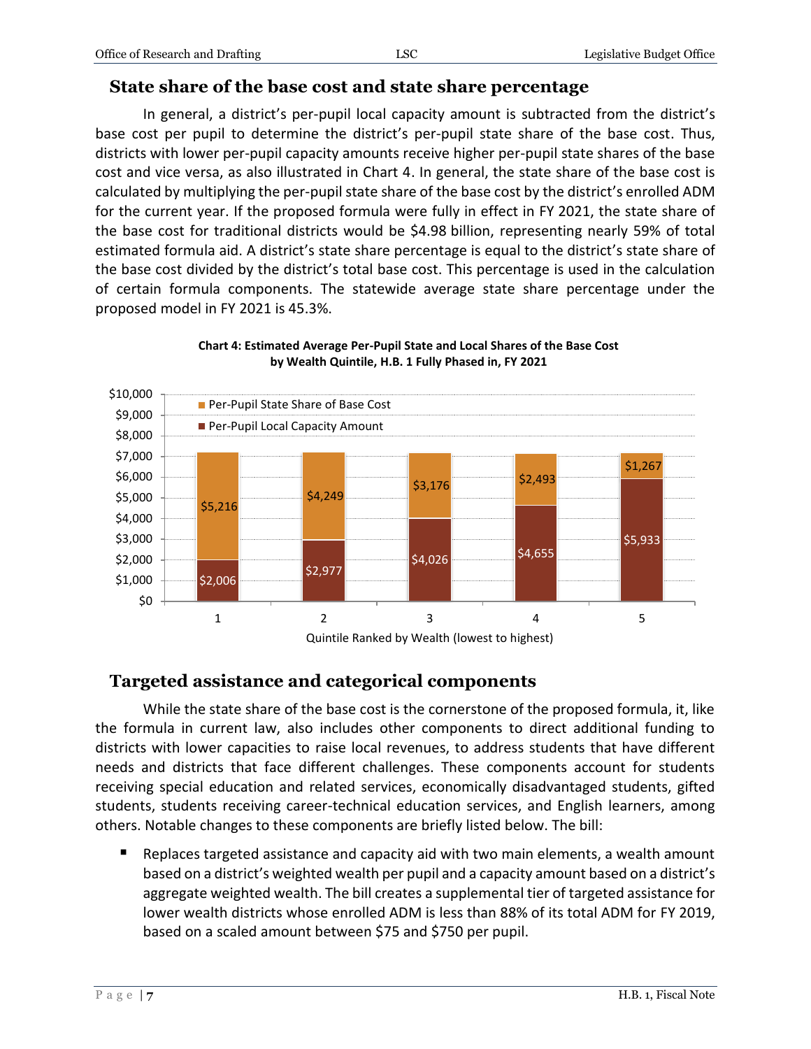## State share of the base cost and state share percentage

In general, a district's per-pupil local capacity amount is subtracted from the district's base cost per pupil to determine the district's per-pupil state share of the base cost. Thus, districts with lower per-pupil capacity amounts receive higher per-pupil state shares of the base cost and vice versa, as also illustrated in Chart 4. In general, the state share of the base cost is calculated by multiplying the per-pupil state share of the base cost by the district's enrolled ADM for the current year. If the proposed formula were fully in effect in FY 2021, the state share of the base cost for traditional districts would be $4.98 billion, representing nearly 59% of total estimated formula aid. A district's state share percentage is equal to the district's state share of the base cost divided by the district's total base cost. This percentage is used in the calculation of certain formula components. The statewide average state share percentage under the proposed model in FY 2021 is 45.3%.

**Chart 4: Estimated Average Per-Pupil State and Local Shares of the Base Cost by Wealth Quintile, H.B. 1 Fully Phased in, FY 2021**

| Quintile Ranked by Wealth (lowest to highest) | Per-Pupil State Share of Base Cost | Per-Pupil Local Capacity Amount |
|---|---|---|
| 1 | $5,216 | $2,006 |
| 2 | $4,249 | $2,977 |
| 3 | $3,176 | $4,026 |
| 4 | $2,493 | $4,655 |
| 5 | $1,267 | $5,933 |

## Targeted assistance and categorical components

While the state share of the base cost is the cornerstone of the proposed formula, it, like the formula in current law, also includes other components to direct additional funding to districts with lower capacities to raise local revenues, to address students that have different needs and districts that face different challenges. These components account for students receiving special education and related services, economically disadvantaged students, gifted students, students receiving career-technical education services, and English learners, among others. Notable changes to these components are briefly listed below. The bill:

- Replaces targeted assistance and capacity aid with two main elements, a wealth amount based on a district's weighted wealth per pupil and a capacity amount based on a district's aggregate weighted wealth. The bill creates a supplemental tier of targeted assistance for lower wealth districts whose enrolled ADM is less than 88% of its total ADM for FY 2019, based on a scaled amount between $75 and $750 per pupil.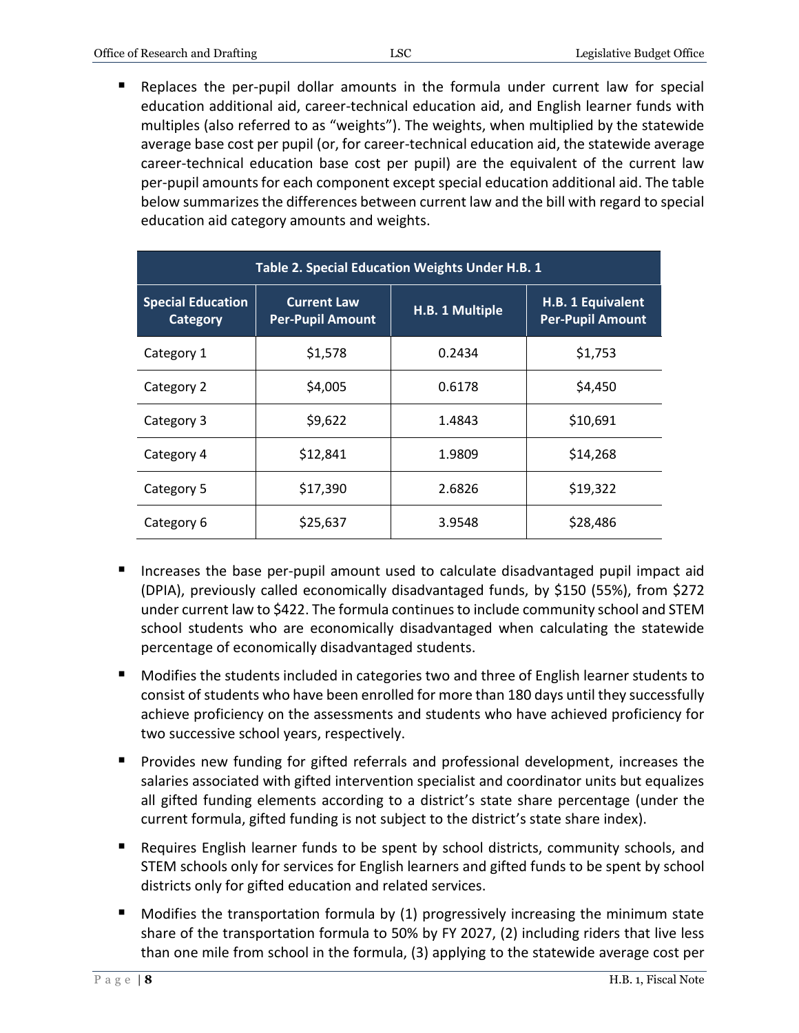- Replaces the per-pupil dollar amounts in the formula under current law for special education additional aid, career-technical education aid, and English learner funds with multiples (also referred to as "weights"). The weights, when multiplied by the statewide average base cost per pupil (or, for career-technical education aid, the statewide average career-technical education base cost per pupil) are the equivalent of the current law per-pupil amounts for each component except special education additional aid. The table below summarizes the differences between current law and the bill with regard to special education aid category amounts and weights.

| Table 2. Special Education Weights Under H.B. 1 | | | |
|---|---|---|---|
| **Special Education Category** | **Current Law Per-Pupil Amount** | **H.B. 1 Multiple** | **H.B. 1 Equivalent Per-Pupil Amount** |
| Category 1 | $1,578 | 0.2434 | $1,753 |
| Category 2 | $4,005 | 0.6178 | $4,450 |
| Category 3 | $9,622 | 1.4843 | $10,691 |
| Category 4 | $12,841 | 1.9809 | $14,268 |
| Category 5 | $17,390 | 2.6826 | $19,322 |
| Category 6 | $25,637 | 3.9548 | $28,486 |

- Increases the base per-pupil amount used to calculate disadvantaged pupil impact aid (DPIA), previously called economically disadvantaged funds, by $150 (55%), from $272 under current law to $422. The formula continues to include community school and STEM school students who are economically disadvantaged when calculating the statewide percentage of economically disadvantaged students.
- Modifies the students included in categories two and three of English learner students to consist of students who have been enrolled for more than 180 days until they successfully achieve proficiency on the assessments and students who have achieved proficiency for two successive school years, respectively.
- Provides new funding for gifted referrals and professional development, increases the salaries associated with gifted intervention specialist and coordinator units but equalizes all gifted funding elements according to a district's state share percentage (under the current formula, gifted funding is not subject to the district's state share index).
- Requires English learner funds to be spent by school districts, community schools, and STEM schools only for services for English learners and gifted funds to be spent by school districts only for gifted education and related services.
- Modifies the transportation formula by (1) progressively increasing the minimum state share of the transportation formula to 50% by FY 2027, (2) including riders that live less than one mile from school in the formula, (3) applying to the statewide average cost per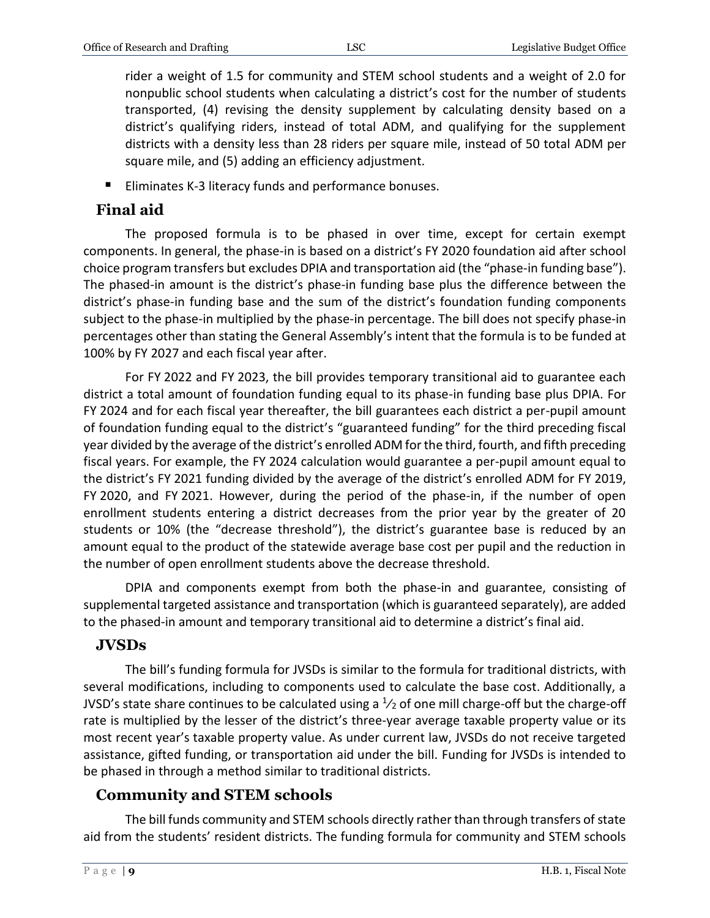rider a weight of 1.5 for community and STEM school students and a weight of 2.0 for nonpublic school students when calculating a district's cost for the number of students transported, (4) revising the density supplement by calculating density based on a district's qualifying riders, instead of total ADM, and qualifying for the supplement districts with a density less than 28 riders per square mile, instead of 50 total ADM per square mile, and (5) adding an efficiency adjustment.

- Eliminates K-3 literacy funds and performance bonuses.

## Final aid

The proposed formula is to be phased in over time, except for certain exempt components. In general, the phase-in is based on a district's FY 2020 foundation aid after school choice program transfers but excludes DPIA and transportation aid (the "phase-in funding base"). The phased-in amount is the district's phase-in funding base plus the difference between the district's phase-in funding base and the sum of the district's foundation funding components subject to the phase-in multiplied by the phase-in percentage. The bill does not specify phase-in percentages other than stating the General Assembly's intent that the formula is to be funded at 100% by FY 2027 and each fiscal year after.

For FY 2022 and FY 2023, the bill provides temporary transitional aid to guarantee each district a total amount of foundation funding equal to its phase-in funding base plus DPIA. For FY 2024 and for each fiscal year thereafter, the bill guarantees each district a per-pupil amount of foundation funding equal to the district's "guaranteed funding" for the third preceding fiscal year divided by the average of the district's enrolled ADM for the third, fourth, and fifth preceding fiscal years. For example, the FY 2024 calculation would guarantee a per-pupil amount equal to the district's FY 2021 funding divided by the average of the district's enrolled ADM for FY 2019, FY 2020, and FY 2021. However, during the period of the phase-in, if the number of open enrollment students entering a district decreases from the prior year by the greater of 20 students or 10% (the "decrease threshold"), the district's guarantee base is reduced by an amount equal to the product of the statewide average base cost per pupil and the reduction in the number of open enrollment students above the decrease threshold.

DPIA and components exempt from both the phase-in and guarantee, consisting of supplemental targeted assistance and transportation (which is guaranteed separately), are added to the phased-in amount and temporary transitional aid to determine a district's final aid.

## JVSDs

The bill's funding formula for JVSDs is similar to the formula for traditional districts, with several modifications, including to components used to calculate the base cost. Additionally, a JVSD's state share continues to be calculated using a ½ of one mill charge-off but the charge-off rate is multiplied by the lesser of the district's three-year average taxable property value or its most recent year's taxable property value. As under current law, JVSDs do not receive targeted assistance, gifted funding, or transportation aid under the bill. Funding for JVSDs is intended to be phased in through a method similar to traditional districts.

## Community and STEM schools

The bill funds community and STEM schools directly rather than through transfers of state aid from the students' resident districts. The funding formula for community and STEM schools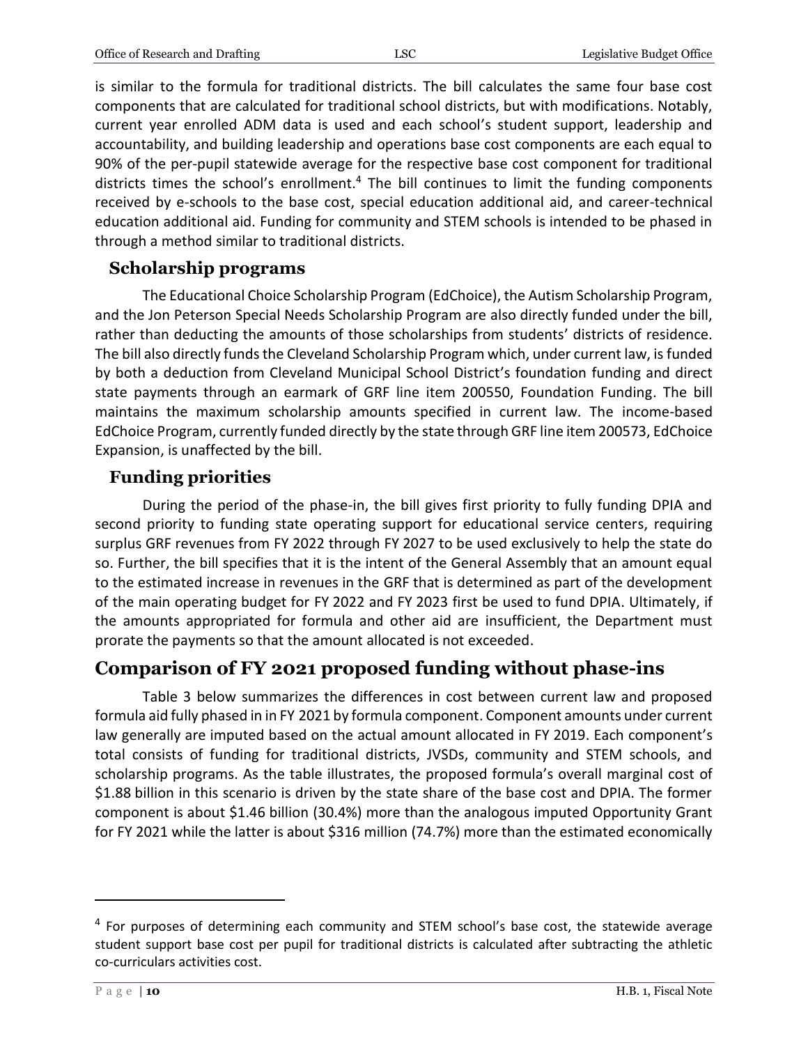is similar to the formula for traditional districts. The bill calculates the same four base cost components that are calculated for traditional school districts, but with modifications. Notably, current year enrolled ADM data is used and each school's student support, leadership and accountability, and building leadership and operations base cost components are each equal to 90% of the per-pupil statewide average for the respective base cost component for traditional districts times the school's enrollment.[4] The bill continues to limit the funding components received by e-schools to the base cost, special education additional aid, and career-technical education additional aid. Funding for community and STEM schools is intended to be phased in through a method similar to traditional districts.

### Scholarship programs

The Educational Choice Scholarship Program (EdChoice), the Autism Scholarship Program, and the Jon Peterson Special Needs Scholarship Program are also directly funded under the bill, rather than deducting the amounts of those scholarships from students' districts of residence. The bill also directly funds the Cleveland Scholarship Program which, under current law, is funded by both a deduction from Cleveland Municipal School District's foundation funding and direct state payments through an earmark of GRF line item 200550, Foundation Funding. The bill maintains the maximum scholarship amounts specified in current law. The income-based EdChoice Program, currently funded directly by the state through GRF line item 200573, EdChoice Expansion, is unaffected by the bill.

### Funding priorities

During the period of the phase-in, the bill gives first priority to fully funding DPIA and second priority to funding state operating support for educational service centers, requiring surplus GRF revenues from FY 2022 through FY 2027 to be used exclusively to help the state do so. Further, the bill specifies that it is the intent of the General Assembly that an amount equal to the estimated increase in revenues in the GRF that is determined as part of the development of the main operating budget for FY 2022 and FY 2023 first be used to fund DPIA. Ultimately, if the amounts appropriated for formula and other aid are insufficient, the Department must prorate the payments so that the amount allocated is not exceeded.

## Comparison of FY 2021 proposed funding without phase-ins

Table 3 below summarizes the differences in cost between current law and proposed formula aid fully phased in in FY 2021 by formula component. Component amounts under current law generally are imputed based on the actual amount allocated in FY 2019. Each component's total consists of funding for traditional districts, JVSDs, community and STEM schools, and scholarship programs. As the table illustrates, the proposed formula's overall marginal cost of $1.88 billion in this scenario is driven by the state share of the base cost and DPIA. The former component is about $1.46 billion (30.4%) more than the analogous imputed Opportunity Grant for FY 2021 while the latter is about $316 million (74.7%) more than the estimated economically

---

[4] For purposes of determining each community and STEM school's base cost, the statewide average student support base cost per pupil for traditional districts is calculated after subtracting the athletic co-curriculars activities cost.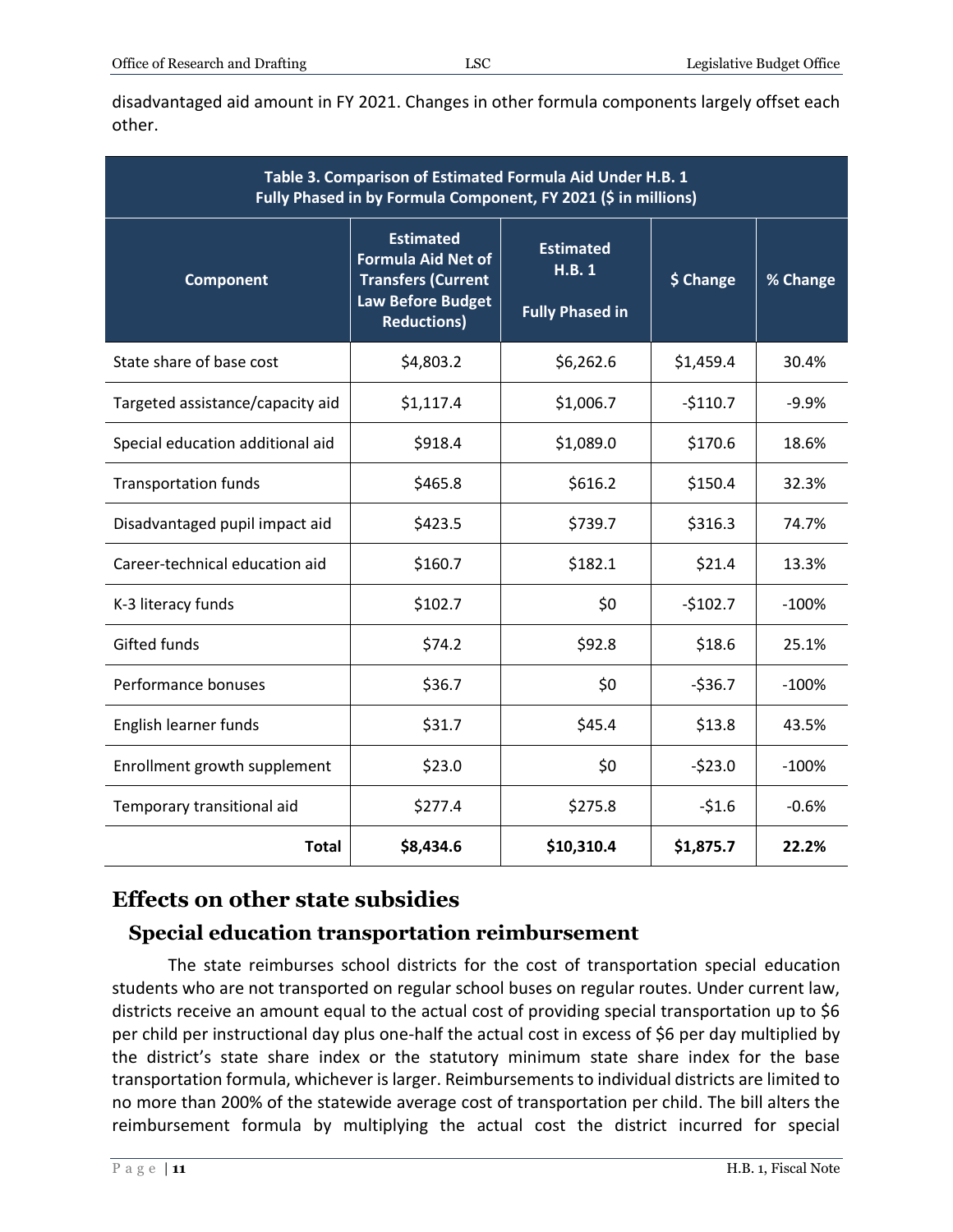disadvantaged aid amount in FY 2021. Changes in other formula components largely offset each other.

| Table 3. Comparison of Estimated Formula Aid Under H.B. 1 Fully Phased in by Formula Component, FY 2021 ($ in millions) | | | | |
|---|---|---|---|---|
| **Component** | **Estimated Formula Aid Net of Transfers (Current Law Before Budget Reductions)** | **Estimated H.B. 1 Fully Phased in** | **$ Change** | **% Change** |
| State share of base cost | $4,803.2 | $6,262.6 | $1,459.4 | 30.4% |
| Targeted assistance/capacity aid | $1,117.4 | $1,006.7 | -$110.7 | -9.9% |
| Special education additional aid | $918.4 | $1,089.0 | $170.6 | 18.6% |
| Transportation funds | $465.8 | $616.2 | $150.4 | 32.3% |
| Disadvantaged pupil impact aid | $423.5 | $739.7 | $316.3 | 74.7% |
| Career-technical education aid | $160.7 | $182.1 | $21.4 | 13.3% |
| K-3 literacy funds | $102.7 | $0 | -$102.7 | -100% |
| Gifted funds | $74.2 | $92.8 | $18.6 | 25.1% |
| Performance bonuses | $36.7 | $0 | -$36.7 | -100% |
| English learner funds | $31.7 | $45.4 | $13.8 | 43.5% |
| Enrollment growth supplement | $23.0 | $0 | -$23.0 | -100% |
| Temporary transitional aid | $277.4 | $275.8 | -$1.6 | -0.6% |
| **Total** | **$8,434.6** | **$10,310.4** | **$1,875.7** | **22.2%** |

# Effects on other state subsidies

## Special education transportation reimbursement

The state reimburses school districts for the cost of transportation special education students who are not transported on regular school buses on regular routes. Under current law, districts receive an amount equal to the actual cost of providing special transportation up to $6 per child per instructional day plus one-half the actual cost in excess of $6 per day multiplied by the district's state share index or the statutory minimum state share index for the base transportation formula, whichever is larger. Reimbursements to individual districts are limited to no more than 200% of the statewide average cost of transportation per child. The bill alters the reimbursement formula by multiplying the actual cost the district incurred for special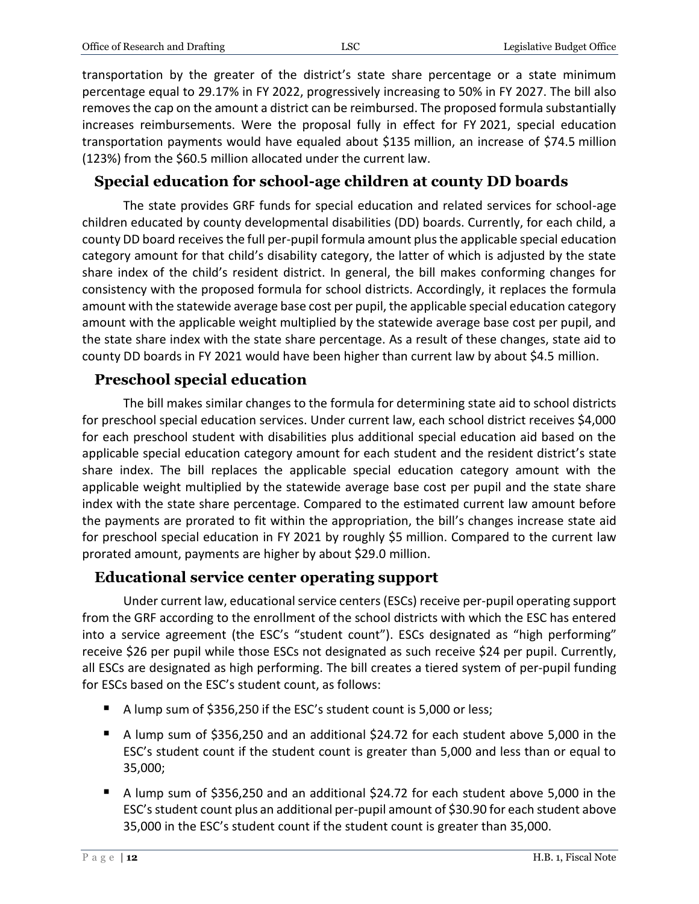transportation by the greater of the district's state share percentage or a state minimum percentage equal to 29.17% in FY 2022, progressively increasing to 50% in FY 2027. The bill also removes the cap on the amount a district can be reimbursed. The proposed formula substantially increases reimbursements. Were the proposal fully in effect for FY 2021, special education transportation payments would have equaled about $135 million, an increase of $74.5 million (123%) from the $60.5 million allocated under the current law.

## Special education for school-age children at county DD boards

The state provides GRF funds for special education and related services for school-age children educated by county developmental disabilities (DD) boards. Currently, for each child, a county DD board receives the full per-pupil formula amount plus the applicable special education category amount for that child's disability category, the latter of which is adjusted by the state share index of the child's resident district. In general, the bill makes conforming changes for consistency with the proposed formula for school districts. Accordingly, it replaces the formula amount with the statewide average base cost per pupil, the applicable special education category amount with the applicable weight multiplied by the statewide average base cost per pupil, and the state share index with the state share percentage. As a result of these changes, state aid to county DD boards in FY 2021 would have been higher than current law by about $4.5 million.

## Preschool special education

The bill makes similar changes to the formula for determining state aid to school districts for preschool special education services. Under current law, each school district receives $4,000 for each preschool student with disabilities plus additional special education aid based on the applicable special education category amount for each student and the resident district's state share index. The bill replaces the applicable special education category amount with the applicable weight multiplied by the statewide average base cost per pupil and the state share index with the state share percentage. Compared to the estimated current law amount before the payments are prorated to fit within the appropriation, the bill's changes increase state aid for preschool special education in FY 2021 by roughly $5 million. Compared to the current law prorated amount, payments are higher by about $29.0 million.

## Educational service center operating support

Under current law, educational service centers (ESCs) receive per-pupil operating support from the GRF according to the enrollment of the school districts with which the ESC has entered into a service agreement (the ESC's "student count"). ESCs designated as "high performing" receive $26 per pupil while those ESCs not designated as such receive $24 per pupil. Currently, all ESCs are designated as high performing. The bill creates a tiered system of per-pupil funding for ESCs based on the ESC's student count, as follows:

- A lump sum of $356,250 if the ESC's student count is 5,000 or less;
- A lump sum of $356,250 and an additional $24.72 for each student above 5,000 in the ESC's student count if the student count is greater than 5,000 and less than or equal to 35,000;
- A lump sum of $356,250 and an additional $24.72 for each student above 5,000 in the ESC's student count plus an additional per-pupil amount of $30.90 for each student above 35,000 in the ESC's student count if the student count is greater than 35,000.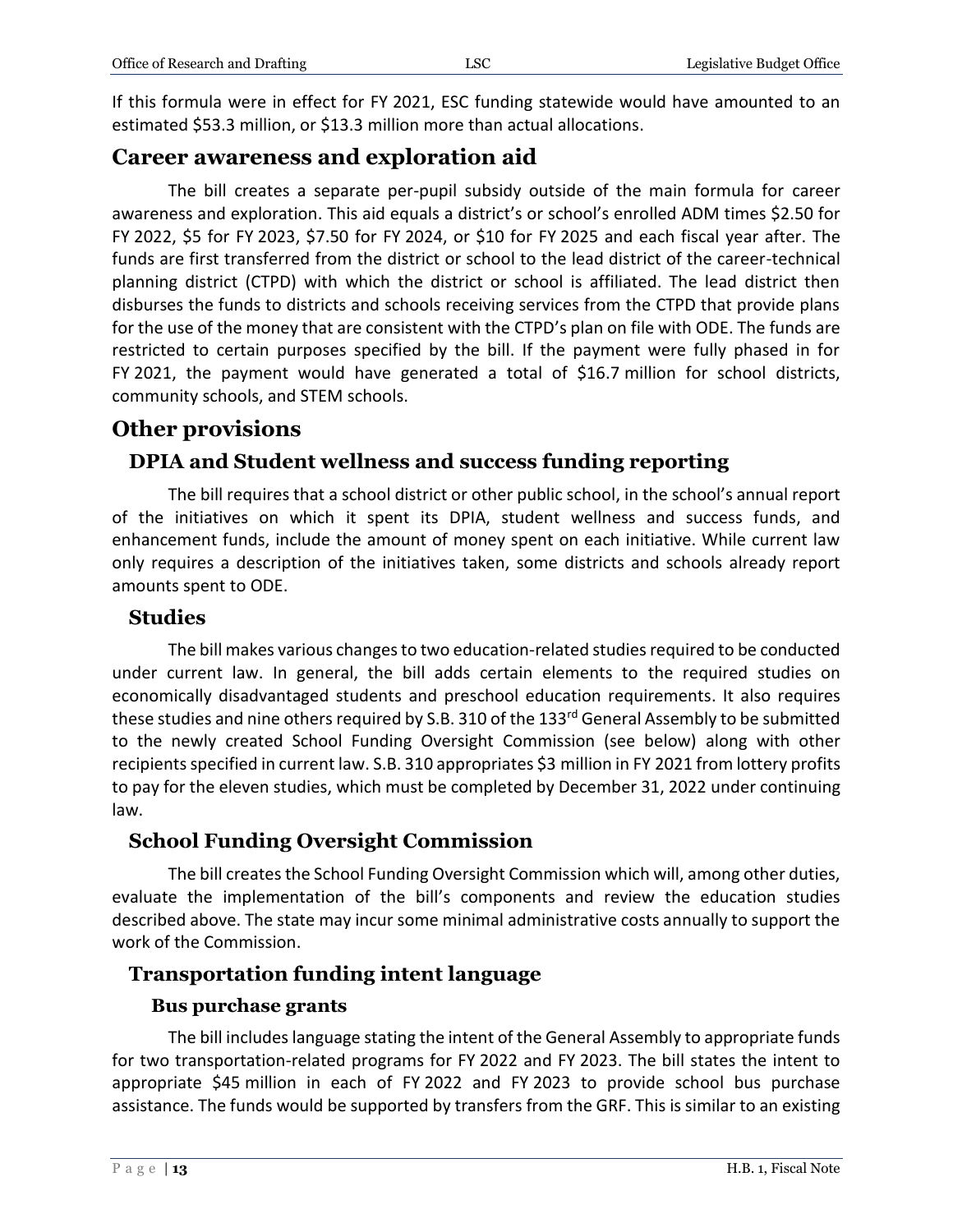If this formula were in effect for FY 2021, ESC funding statewide would have amounted to an estimated $53.3 million, or $13.3 million more than actual allocations.

## Career awareness and exploration aid

The bill creates a separate per-pupil subsidy outside of the main formula for career awareness and exploration. This aid equals a district's or school's enrolled ADM times $2.50 for FY 2022, $5 for FY 2023, $7.50 for FY 2024, or $10 for FY 2025 and each fiscal year after. The funds are first transferred from the district or school to the lead district of the career-technical planning district (CTPD) with which the district or school is affiliated. The lead district then disburses the funds to districts and schools receiving services from the CTPD that provide plans for the use of the money that are consistent with the CTPD's plan on file with ODE. The funds are restricted to certain purposes specified by the bill. If the payment were fully phased in for FY 2021, the payment would have generated a total of $16.7 million for school districts, community schools, and STEM schools.

## Other provisions

### DPIA and Student wellness and success funding reporting

The bill requires that a school district or other public school, in the school's annual report of the initiatives on which it spent its DPIA, student wellness and success funds, and enhancement funds, include the amount of money spent on each initiative. While current law only requires a description of the initiatives taken, some districts and schools already report amounts spent to ODE.

### Studies

The bill makes various changes to two education-related studies required to be conducted under current law. In general, the bill adds certain elements to the required studies on economically disadvantaged students and preschool education requirements. It also requires these studies and nine others required by S.B. 310 of the 133rd General Assembly to be submitted to the newly created School Funding Oversight Commission (see below) along with other recipients specified in current law. S.B. 310 appropriates $3 million in FY 2021 from lottery profits to pay for the eleven studies, which must be completed by December 31, 2022 under continuing law.

### School Funding Oversight Commission

The bill creates the School Funding Oversight Commission which will, among other duties, evaluate the implementation of the bill's components and review the education studies described above. The state may incur some minimal administrative costs annually to support the work of the Commission.

### Transportation funding intent language

#### Bus purchase grants

The bill includes language stating the intent of the General Assembly to appropriate funds for two transportation-related programs for FY 2022 and FY 2023. The bill states the intent to appropriate $45 million in each of FY 2022 and FY 2023 to provide school bus purchase assistance. The funds would be supported by transfers from the GRF. This is similar to an existing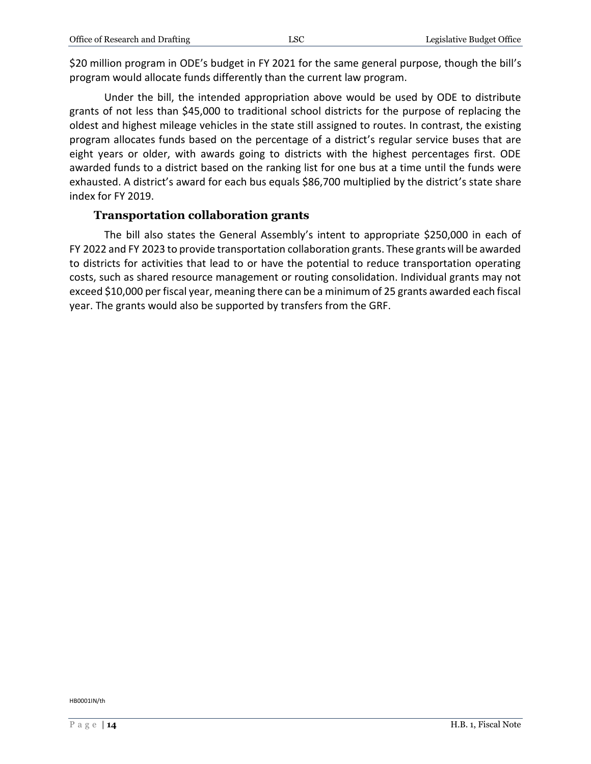$20 million program in ODE's budget in FY 2021 for the same general purpose, though the bill's program would allocate funds differently than the current law program.

Under the bill, the intended appropriation above would be used by ODE to distribute grants of not less than $45,000 to traditional school districts for the purpose of replacing the oldest and highest mileage vehicles in the state still assigned to routes. In contrast, the existing program allocates funds based on the percentage of a district's regular service buses that are eight years or older, with awards going to districts with the highest percentages first. ODE awarded funds to a district based on the ranking list for one bus at a time until the funds were exhausted. A district's award for each bus equals $86,700 multiplied by the district's state share index for FY 2019.

### Transportation collaboration grants

The bill also states the General Assembly's intent to appropriate $250,000 in each of FY 2022 and FY 2023 to provide transportation collaboration grants. These grants will be awarded to districts for activities that lead to or have the potential to reduce transportation operating costs, such as shared resource management or routing consolidation. Individual grants may not exceed $10,000 per fiscal year, meaning there can be a minimum of 25 grants awarded each fiscal year. The grants would also be supported by transfers from the GRF.

HB0001IN/th